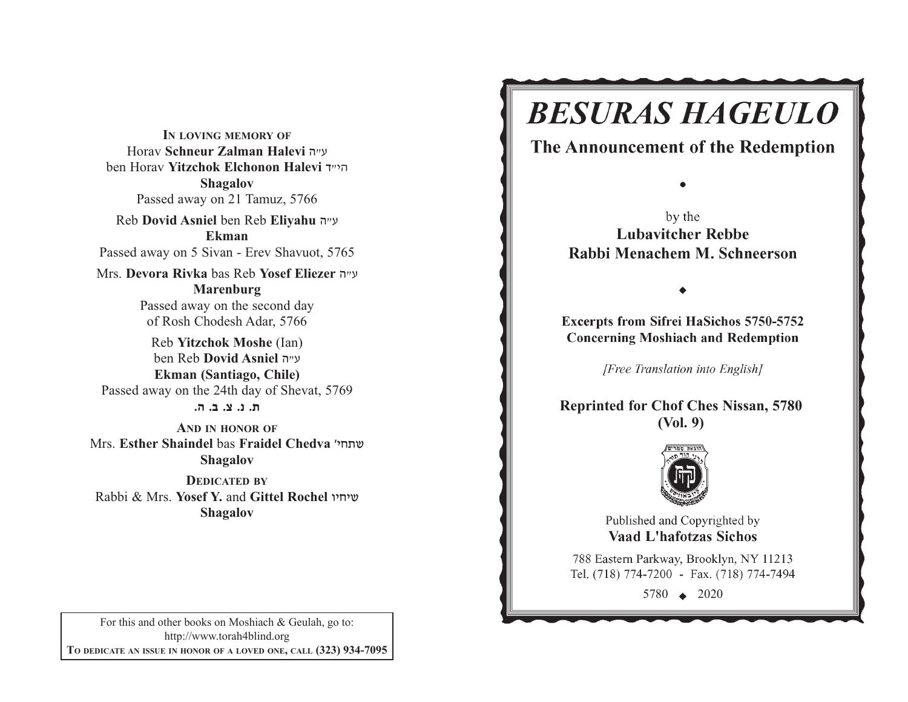**In loving memory of**
Horav **Schneur Zalman Halevi** ע״ה
ben Horav **Yitzchok Elchonon Halevi** הי״ד
**Shagalov**
Passed away on 21 Tamuz, 5766

Reb **Dovid Asniel** ben Reb **Eliyahu** ע״ה
**Ekman**
Passed away on 5 Sivan - Erev Shavuot, 5765

Mrs. **Devora Rivka** bas Reb **Yosef Eliezer** ע״ה
**Marenburg**
Passed away on the second day
of Rosh Chodesh Adar, 5766

Reb **Yitzchok Moshe** (Ian)
ben Reb **Dovid Asniel** ע״ה
**Ekman (Santiago, Chile)**
Passed away on the 24th day of Shevat, 5769
**ת. נ. צ. ב. ה.**

**And in honor of**
Mrs. **Esther Shaindel** bas **Fraidel Chedva** שתחי'
**Shagalov**

**Dedicated by**
Rabbi & Mrs. **Yosef Y.** and **Gittel Rochel** שיחיו
**Shagalov**

For this and other books on Moshiach & Geulah, go to:
http://www.torah4blind.org
**To dedicate an issue in honor of a loved one, call (323) 934-7095**

# *BESURAS HAGEULO*

## The Announcement of the Redemption

by the
**Lubavitcher Rebbe**
**Rabbi Menachem M. Schneerson**

**Excerpts from Sifrei HaSichos 5750-5752**
**Concerning Moshiach and Redemption**

*[Free Translation into English]*

**Reprinted for Chof Ches Nissan, 5780**
**(Vol. 9)**

Published and Copyrighted by
**Vaad L'hafotzas Sichos**

788 Eastern Parkway, Brooklyn, NY 11213
Tel. (718) 774-7200 - Fax. (718) 774-7494

5780 ◆ 2020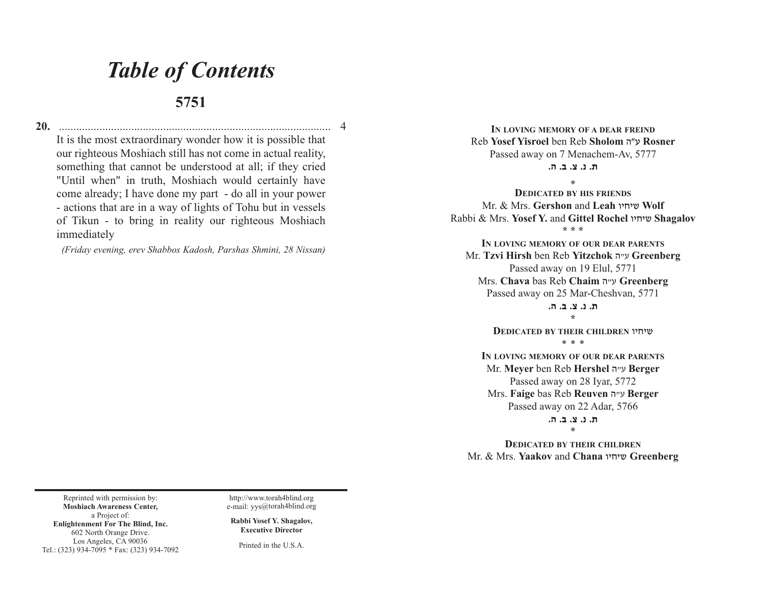# *Table of Contents*

## 5751

**20.** .............................................................................................. 4

It is the most extraordinary wonder how it is possible that our righteous Moshiach still has not come in actual reality, something that cannot be understood at all; if they cried "Until when" in truth, Moshiach would certainly have come already; I have done my part - do all in your power - actions that are in a way of lights of Tohu but in vessels of Tikun - to bring in reality our righteous Moshiach immediately

*(Friday evening, erev Shabbos Kadosh, Parshas Shmini, 28 Nissan)*

---

Reprinted with permission by:
**Moshiach Awareness Center,**
a Project of:
**Enlightenment For The Blind, Inc.**
602 North Orange Drive.
Los Angeles, CA 90036
Tel.: (323) 934-7095 * Fax: (323) 934-7092

http://www.torah4blind.org
e-mail: yys@torah4blind.org

**Rabbi Yosef Y. Shagalov, Executive Director**

Printed in the U.S.A.

---

**In loving memory of a dear freind**
Reb **Yosef Yisroel** ben Reb **Sholom** ע"ה **Rosner**
Passed away on 7 Menachem-Av, 5777
**ת. נ. צ. ב. ה.**

*

**Dedicated by his friends**
Mr. & Mrs. **Gershon** and **Leah** שיחיו **Wolf**
Rabbi & Mrs. **Yosef Y.** and **Gittel Rochel** שיחיו **Shagalov**

* * *

**In loving memory of our dear parents**
Mr. **Tzvi Hirsh** ben Reb **Yitzchok** ע"ה **Greenberg**
Passed away on 19 Elul, 5771
Mrs. **Chava** bas Reb **Chaim** ע"ה **Greenberg**
Passed away on 25 Mar-Cheshvan, 5771
**ת. נ. צ. ב. ה.**

*

**Dedicated by their children** שיחיו

* * *

**In loving memory of our dear parents**
Mr. **Meyer** ben Reb **Hershel** ע"ה **Berger**
Passed away on 28 Iyar, 5772
Mrs. **Faige** bas Reb **Reuven** ע"ה **Berger**
Passed away on 22 Adar, 5766
**ת. נ. צ. ב. ה.**

*

**Dedicated by their children**
Mr. & Mrs. **Yaakov** and **Chana** שיחיו **Greenberg**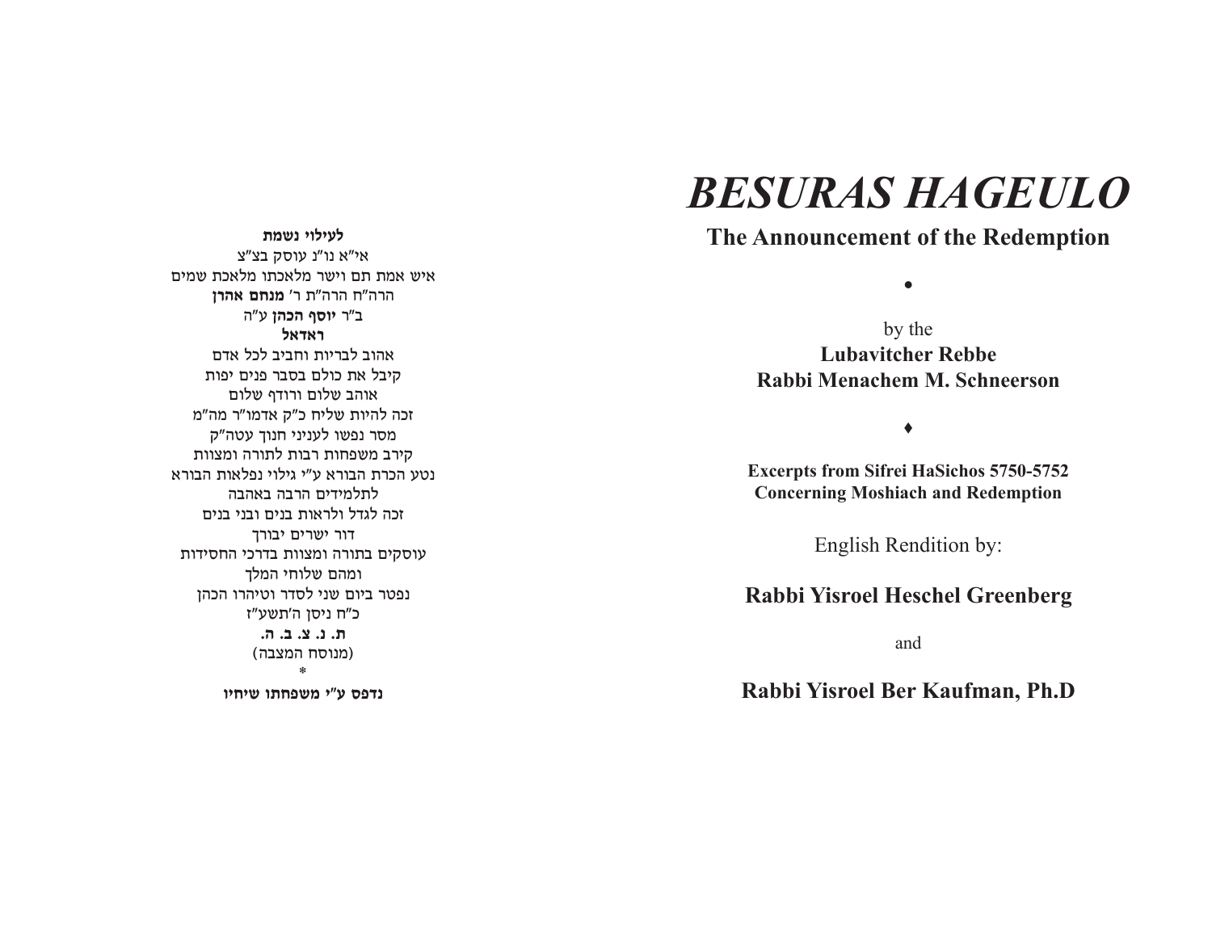**לעילוי נשמת**

אי"א נו"נ עוסק בצ"צ

איש אמת תם וישר מלאכתו מלאכת שמים

הרה"ח הרה"ת ר' **מנחם אהרן**

ב"ר **יוסף הכהן** ע"ה

**ראדאל**

אהוב לבריות וחביב לכל אדם

קיבל את כולם בסבר פנים יפות

אוהב שלום ורודף שלום

זכה להיות שליח כ"ק אדמו"ר מה"מ

מסר נפשו לעניני חנוך עטה"ק

קירב משפחות רבות לתורה ומצוות

נטע הכרת הבורא ע"י גילוי נפלאות הבורא

לתלמידים הרבה באהבה

זכה לגדל ולראות בנים ובני בנים

דור ישרים יבורך

עוסקים בתורה ומצוות בדרכי החסידות

ומהם שלוחי המלך

נפטר ביום שני לסדר וטיהרו הכהן

כ"ח ניסן ה'תשע"ז

**ת. נ. צ. ב. ה.**

(מנוסח המצבה)

*

**נדפס ע"י משפחתו שיחיו**

# *BESURAS HAGEULO*

## The Announcement of the Redemption

•

by the

**Lubavitcher Rebbe**

**Rabbi Menachem M. Schneerson**

♦

**Excerpts from Sifrei HaSichos 5750-5752**
**Concerning Moshiach and Redemption**

English Rendition by:

**Rabbi Yisroel Heschel Greenberg**

and

**Rabbi Yisroel Ber Kaufman, Ph.D**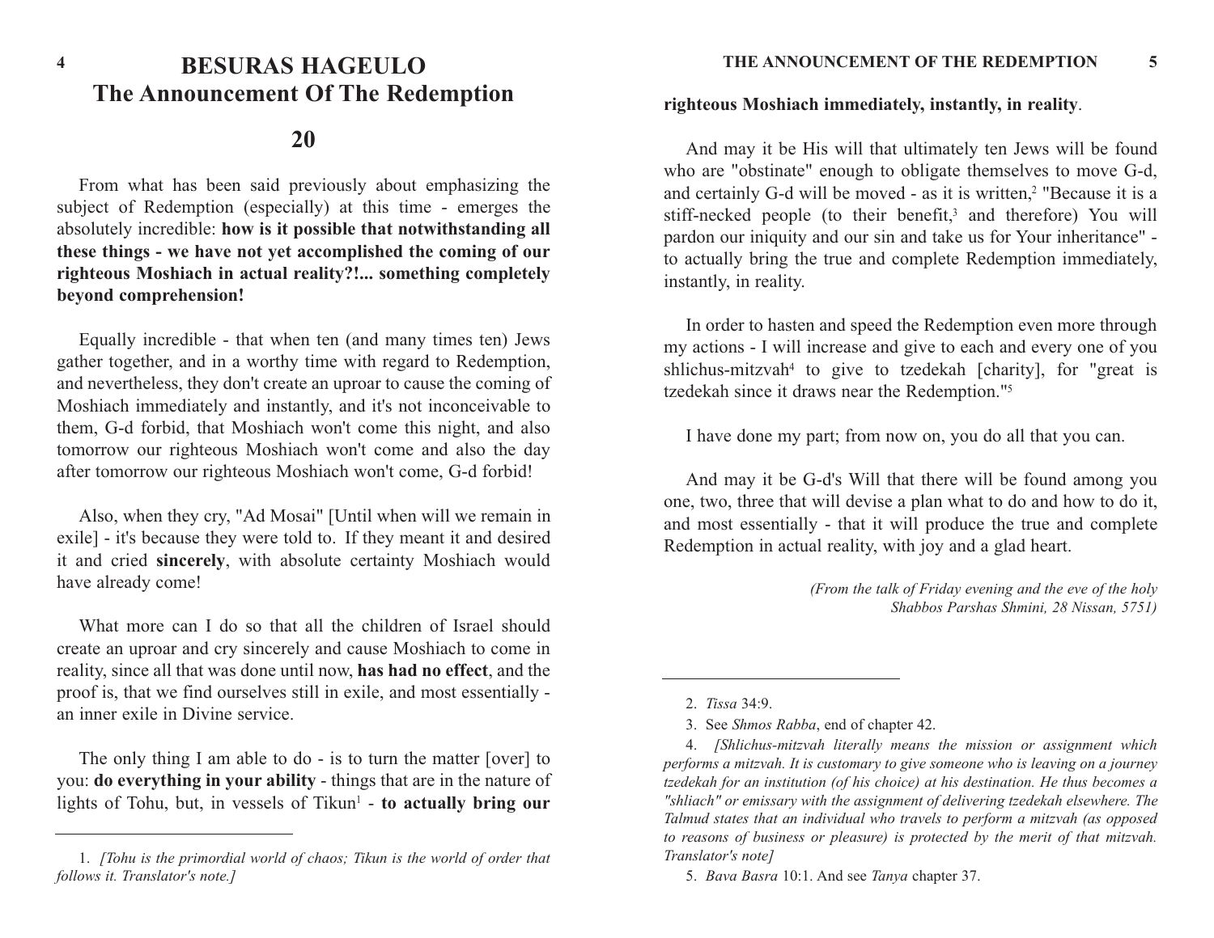# BESURAS HAGEULO
## The Announcement Of The Redemption

## 20

From what has been said previously about emphasizing the subject of Redemption (especially) at this time - emerges the absolutely incredible: **how is it possible that notwithstanding all these things - we have not yet accomplished the coming of our righteous Moshiach in actual reality?!... something completely beyond comprehension!**

Equally incredible - that when ten (and many times ten) Jews gather together, and in a worthy time with regard to Redemption, and nevertheless, they don't create an uproar to cause the coming of Moshiach immediately and instantly, and it's not inconceivable to them, G-d forbid, that Moshiach won't come this night, and also tomorrow our righteous Moshiach won't come and also the day after tomorrow our righteous Moshiach won't come, G-d forbid!

Also, when they cry, "Ad Mosai" [Until when will we remain in exile] - it's because they were told to. If they meant it and desired it and cried **sincerely**, with absolute certainty Moshiach would have already come!

What more can I do so that all the children of Israel should create an uproar and cry sincerely and cause Moshiach to come in reality, since all that was done until now, **has had no effect**, and the proof is, that we find ourselves still in exile, and most essentially - an inner exile in Divine service.

The only thing I am able to do - is to turn the matter [over] to you: **do everything in your ability** - things that are in the nature of lights of Tohu, but, in vessels of Tikun[1] - **to actually bring our righteous Moshiach immediately, instantly, in reality**.

And may it be His will that ultimately ten Jews will be found who are "obstinate" enough to obligate themselves to move G-d, and certainly G-d will be moved - as it is written,[2] "Because it is a stiff-necked people (to their benefit,[3] and therefore) You will pardon our iniquity and our sin and take us for Your inheritance" - to actually bring the true and complete Redemption immediately, instantly, in reality.

In order to hasten and speed the Redemption even more through my actions - I will increase and give to each and every one of you shlichus-mitzvah[4] to give to tzedekah [charity], for "great is tzedekah since it draws near the Redemption."[5]

I have done my part; from now on, you do all that you can.

And may it be G-d's Will that there will be found among you one, two, three that will devise a plan what to do and how to do it, and most essentially - that it will produce the true and complete Redemption in actual reality, with joy and a glad heart.

*(From the talk of Friday evening and the eve of the holy Shabbos Parshas Shmini, 28 Nissan, 5751)*

---

1. *[Tohu is the primordial world of chaos; Tikun is the world of order that follows it. Translator's note.]*

2. *Tissa* 34:9.

3. See *Shmos Rabba*, end of chapter 42.

4. *[Shlichus-mitzvah literally means the mission or assignment which performs a mitzvah. It is customary to give someone who is leaving on a journey tzedekah for an institution (of his choice) at his destination. He thus becomes a "shliach" or emissary with the assignment of delivering tzedekah elsewhere. The Talmud states that an individual who travels to perform a mitzvah (as opposed to reasons of business or pleasure) is protected by the merit of that mitzvah. Translator's note]*

5. *Bava Basra* 10:1. And see *Tanya* chapter 37.